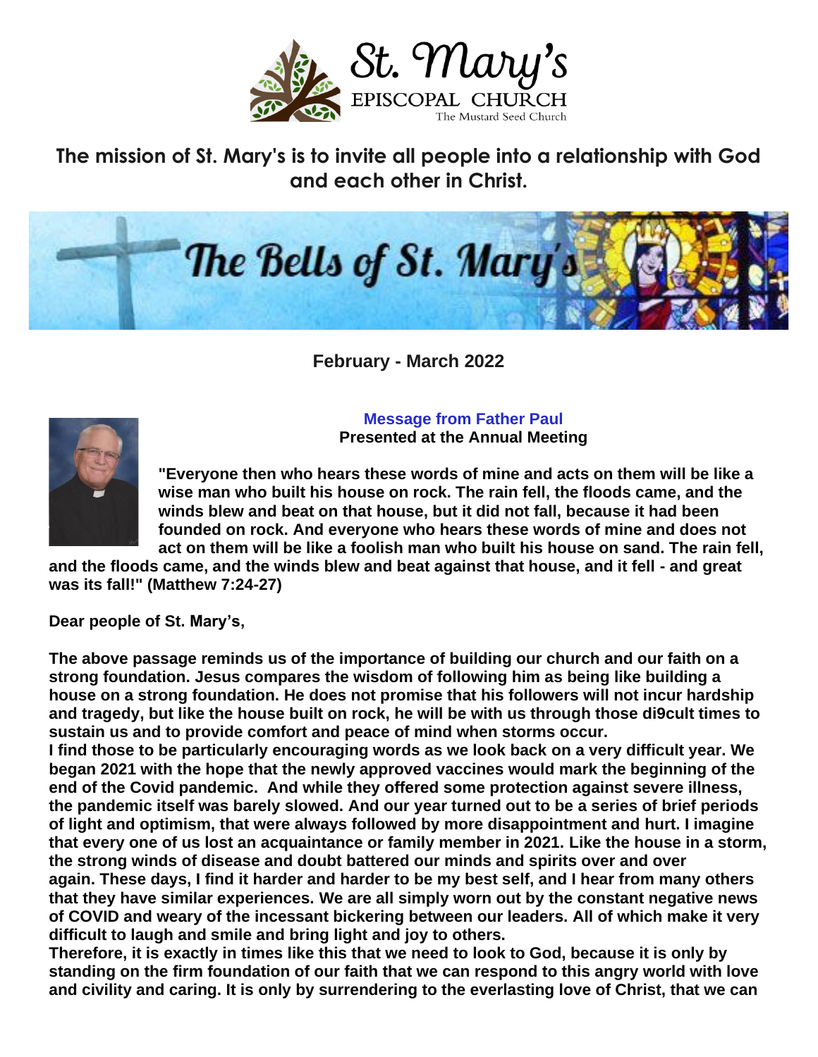# St. Mary's

EPISCOPAL CHURCH

The Mustard Seed Church

**The mission of St. Mary's is to invite all people into a relationship with God and each other in Christ.**

## The Bells of St. Mary's

**February - March 2022**

### Message from Father Paul

**Presented at the Annual Meeting**

**"Everyone then who hears these words of mine and acts on them will be like a wise man who built his house on rock. The rain fell, the floods came, and the winds blew and beat on that house, but it did not fall, because it had been founded on rock. And everyone who hears these words of mine and does not act on them will be like a foolish man who built his house on sand. The rain fell, and the floods came, and the winds blew and beat against that house, and it fell - and great was its fall!" (Matthew 7:24-27)**

**Dear people of St. Mary's,**

**The above passage reminds us of the importance of building our church and our faith on a strong foundation. Jesus compares the wisdom of following him as being like building a house on a strong foundation. He does not promise that his followers will not incur hardship and tragedy, but like the house built on rock, he will be with us through those di9cult times to sustain us and to provide comfort and peace of mind when storms occur.**

**I find those to be particularly encouraging words as we look back on a very difficult year. We began 2021 with the hope that the newly approved vaccines would mark the beginning of the end of the Covid pandemic. And while they offered some protection against severe illness, the pandemic itself was barely slowed. And our year turned out to be a series of brief periods of light and optimism, that were always followed by more disappointment and hurt. I imagine that every one of us lost an acquaintance or family member in 2021. Like the house in a storm, the strong winds of disease and doubt battered our minds and spirits over and over again. These days, I find it harder and harder to be my best self, and I hear from many others that they have similar experiences. We are all simply worn out by the constant negative news of COVID and weary of the incessant bickering between our leaders. All of which make it very difficult to laugh and smile and bring light and joy to others.**

**Therefore, it is exactly in times like this that we need to look to God, because it is only by standing on the firm foundation of our faith that we can respond to this angry world with love and civility and caring. It is only by surrendering to the everlasting love of Christ, that we can**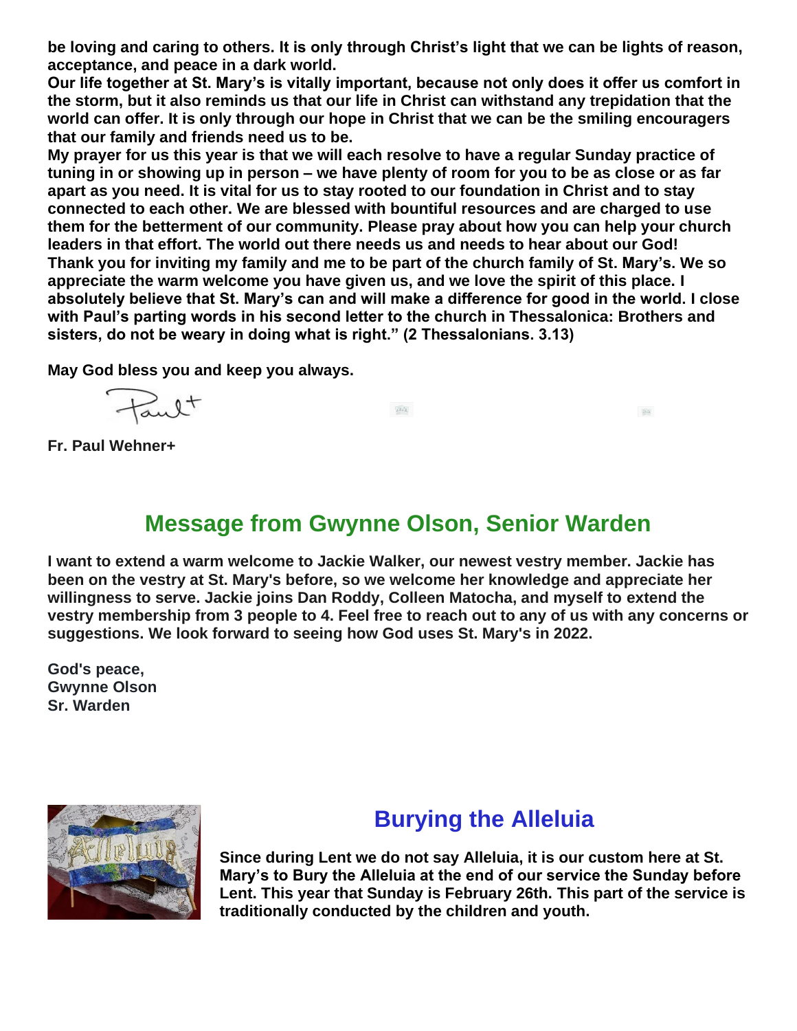**be loving and caring to others. It is only through Christ's light that we can be lights of reason, acceptance, and peace in a dark world.**

**Our life together at St. Mary's is vitally important, because not only does it offer us comfort in the storm, but it also reminds us that our life in Christ can withstand any trepidation that the world can offer. It is only through our hope in Christ that we can be the smiling encouragers that our family and friends need us to be.**

**My prayer for us this year is that we will each resolve to have a regular Sunday practice of tuning in or showing up in person – we have plenty of room for you to be as close or as far apart as you need. It is vital for us to stay rooted to our foundation in Christ and to stay connected to each other. We are blessed with bountiful resources and are charged to use them for the betterment of our community. Please pray about how you can help your church leaders in that effort. The world out there needs us and needs to hear about our God!**

**Thank you for inviting my family and me to be part of the church family of St. Mary's. We so appreciate the warm welcome you have given us, and we love the spirit of this place. I absolutely believe that St. Mary's can and will make a difference for good in the world. I close with Paul's parting words in his second letter to the church in Thessalonica: Brothers and sisters, do not be weary in doing what is right." (2 Thessalonians. 3.13)**

**May God bless you and keep you always.**

Paul+

**Fr. Paul Wehner+**

## Message from Gwynne Olson, Senior Warden

**I want to extend a warm welcome to Jackie Walker, our newest vestry member. Jackie has been on the vestry at St. Mary's before, so we welcome her knowledge and appreciate her willingness to serve. Jackie joins Dan Roddy, Colleen Matocha, and myself to extend the vestry membership from 3 people to 4. Feel free to reach out to any of us with any concerns or suggestions. We look forward to seeing how God uses St. Mary's in 2022.**

**God's peace,**
**Gwynne Olson**
**Sr. Warden**

## Burying the Alleluia

**Since during Lent we do not say Alleluia, it is our custom here at St. Mary's to Bury the Alleluia at the end of our service the Sunday before Lent. This year that Sunday is February 26th. This part of the service is traditionally conducted by the children and youth.**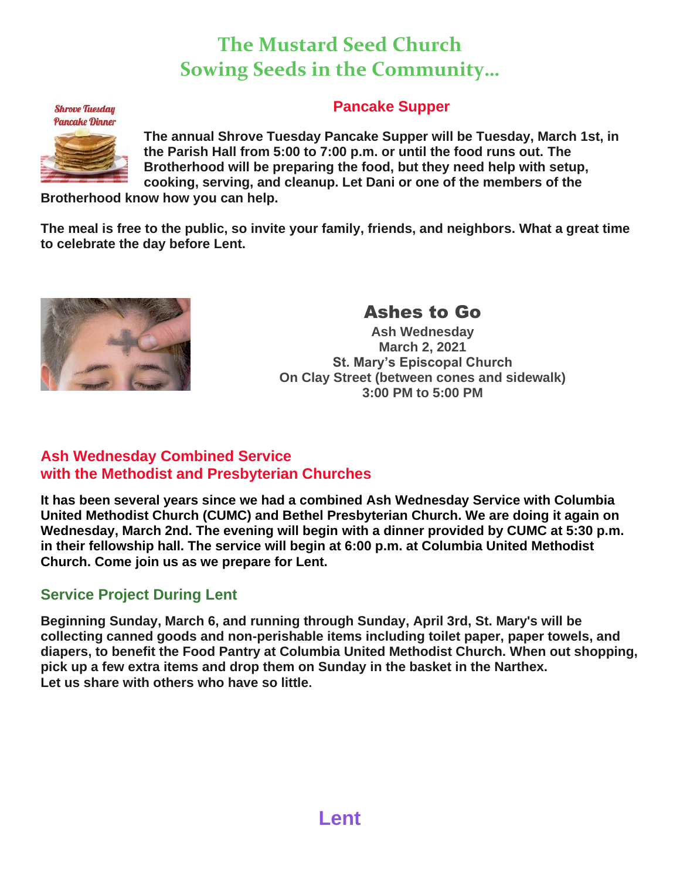# The Mustard Seed Church
# Sowing Seeds in the Community…

## Pancake Supper

Shrove Tuesday Pancake Dinner

**The annual Shrove Tuesday Pancake Supper will be Tuesday, March 1st, in the Parish Hall from 5:00 to 7:00 p.m. or until the food runs out. The Brotherhood will be preparing the food, but they need help with setup, cooking, serving, and cleanup. Let Dani or one of the members of the Brotherhood know how you can help.**

**The meal is free to the public, so invite your family, friends, and neighbors. What a great time to celebrate the day before Lent.**

## Ashes to Go

**Ash Wednesday**
**March 2, 2021**
**St. Mary's Episcopal Church**
**On Clay Street (between cones and sidewalk)**
**3:00 PM to 5:00 PM**

## Ash Wednesday Combined Service with the Methodist and Presbyterian Churches

**It has been several years since we had a combined Ash Wednesday Service with Columbia United Methodist Church (CUMC) and Bethel Presbyterian Church. We are doing it again on Wednesday, March 2nd. The evening will begin with a dinner provided by CUMC at 5:30 p.m. in their fellowship hall. The service will begin at 6:00 p.m. at Columbia United Methodist Church. Come join us as we prepare for Lent.**

## Service Project During Lent

**Beginning Sunday, March 6, and running through Sunday, April 3rd, St. Mary's will be collecting canned goods and non-perishable items including toilet paper, paper towels, and diapers, to benefit the Food Pantry at Columbia United Methodist Church. When out shopping, pick up a few extra items and drop them on Sunday in the basket in the Narthex.**
**Let us share with others who have so little.**

## Lent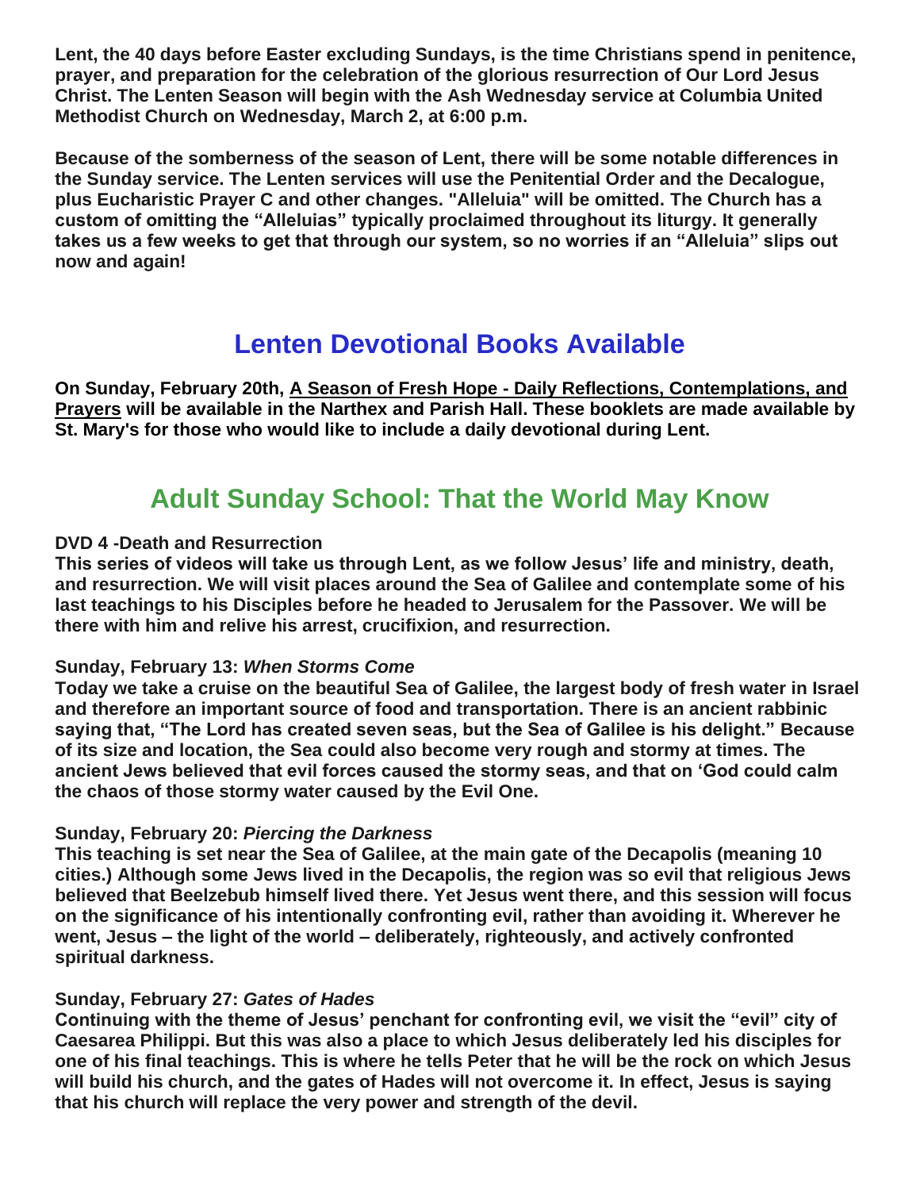**Lent, the 40 days before Easter excluding Sundays, is the time Christians spend in penitence, prayer, and preparation for the celebration of the glorious resurrection of Our Lord Jesus Christ. The Lenten Season will begin with the Ash Wednesday service at Columbia United Methodist Church on Wednesday, March 2, at 6:00 p.m.**

**Because of the somberness of the season of Lent, there will be some notable differences in the Sunday service. The Lenten services will use the Penitential Order and the Decalogue, plus Eucharistic Prayer C and other changes. "Alleluia" will be omitted. The Church has a custom of omitting the "Alleluias" typically proclaimed throughout its liturgy. It generally takes us a few weeks to get that through our system, so no worries if an "Alleluia" slips out now and again!**

## Lenten Devotional Books Available

**On Sunday, February 20th, <u>A Season of Fresh Hope - Daily Reflections, Contemplations, and Prayers</u> will be available in the Narthex and Parish Hall. These booklets are made available by St. Mary's for those who would like to include a daily devotional during Lent.**

## Adult Sunday School: That the World May Know

**DVD 4 -Death and Resurrection**
**This series of videos will take us through Lent, as we follow Jesus' life and ministry, death, and resurrection. We will visit places around the Sea of Galilee and contemplate some of his last teachings to his Disciples before he headed to Jerusalem for the Passover. We will be there with him and relive his arrest, crucifixion, and resurrection.**

**Sunday, February 13: *When Storms Come***
**Today we take a cruise on the beautiful Sea of Galilee, the largest body of fresh water in Israel and therefore an important source of food and transportation. There is an ancient rabbinic saying that, "The Lord has created seven seas, but the Sea of Galilee is his delight." Because of its size and location, the Sea could also become very rough and stormy at times. The ancient Jews believed that evil forces caused the stormy seas, and that on 'God could calm the chaos of those stormy water caused by the Evil One.**

**Sunday, February 20: *Piercing the Darkness***
**This teaching is set near the Sea of Galilee, at the main gate of the Decapolis (meaning 10 cities.) Although some Jews lived in the Decapolis, the region was so evil that religious Jews believed that Beelzebub himself lived there. Yet Jesus went there, and this session will focus on the significance of his intentionally confronting evil, rather than avoiding it. Wherever he went, Jesus – the light of the world – deliberately, righteously, and actively confronted spiritual darkness.**

**Sunday, February 27: *Gates of Hades***
**Continuing with the theme of Jesus' penchant for confronting evil, we visit the "evil" city of Caesarea Philippi. But this was also a place to which Jesus deliberately led his disciples for one of his final teachings. This is where he tells Peter that he will be the rock on which Jesus will build his church, and the gates of Hades will not overcome it. In effect, Jesus is saying that his church will replace the very power and strength of the devil.**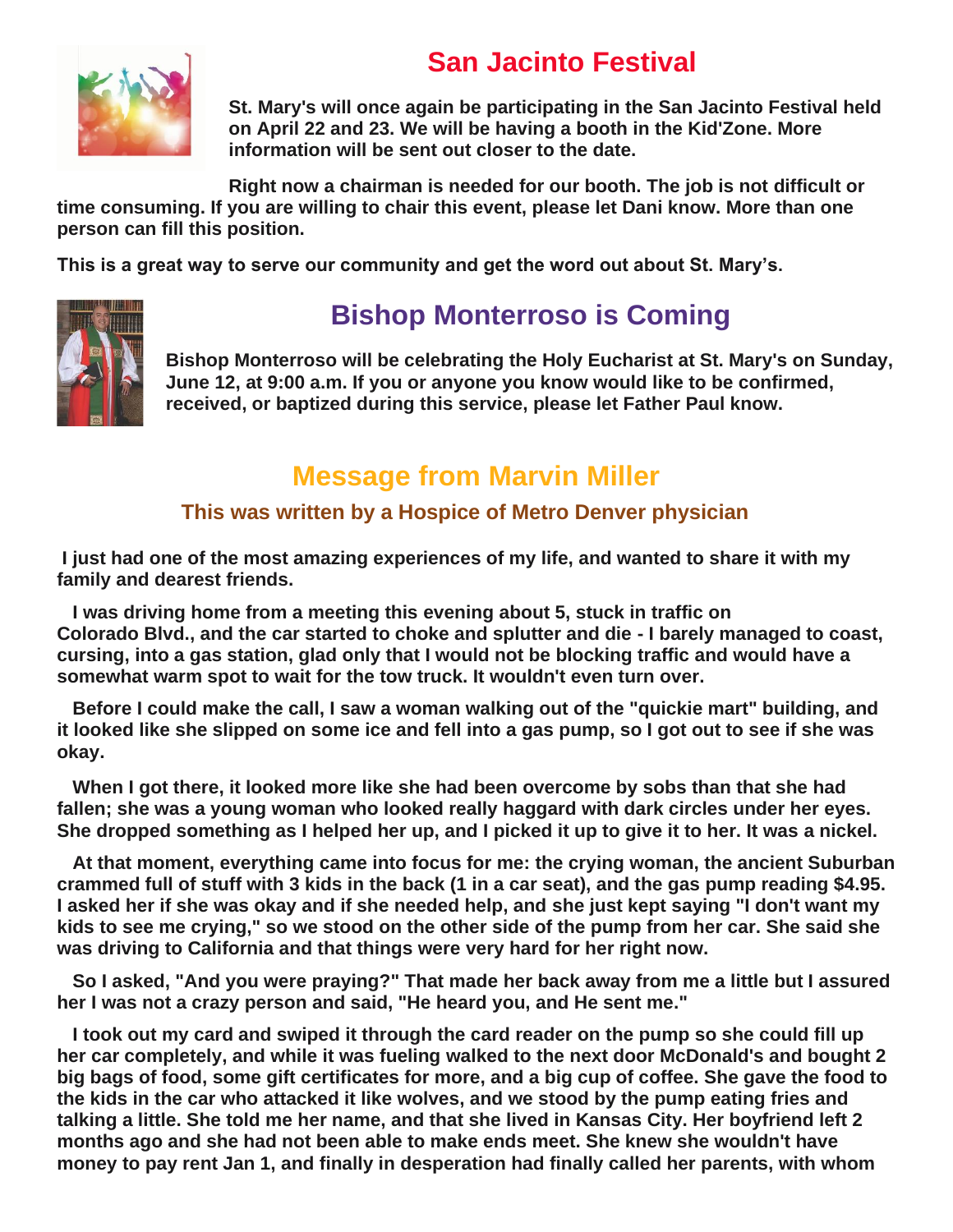## San Jacinto Festival

**St. Mary's will once again be participating in the San Jacinto Festival held on April 22 and 23. We will be having a booth in the Kid'Zone. More information will be sent out closer to the date.**

**Right now a chairman is needed for our booth. The job is not difficult or time consuming. If you are willing to chair this event, please let Dani know. More than one person can fill this position.**

**This is a great way to serve our community and get the word out about St. Mary's.**

## Bishop Monterroso is Coming

**Bishop Monterroso will be celebrating the Holy Eucharist at St. Mary's on Sunday, June 12, at 9:00 a.m. If you or anyone you know would like to be confirmed, received, or baptized during this service, please let Father Paul know.**

## Message from Marvin Miller

### This was written by a Hospice of Metro Denver physician

**I just had one of the most amazing experiences of my life, and wanted to share it with my family and dearest friends.**

**I was driving home from a meeting this evening about 5, stuck in traffic on Colorado Blvd., and the car started to choke and splutter and die - I barely managed to coast, cursing, into a gas station, glad only that I would not be blocking traffic and would have a somewhat warm spot to wait for the tow truck. It wouldn't even turn over.**

**Before I could make the call, I saw a woman walking out of the "quickie mart" building, and it looked like she slipped on some ice and fell into a gas pump, so I got out to see if she was okay.**

**When I got there, it looked more like she had been overcome by sobs than that she had fallen; she was a young woman who looked really haggard with dark circles under her eyes. She dropped something as I helped her up, and I picked it up to give it to her. It was a nickel.**

**At that moment, everything came into focus for me: the crying woman, the ancient Suburban crammed full of stuff with 3 kids in the back (1 in a car seat), and the gas pump reading $4.95. I asked her if she was okay and if she needed help, and she just kept saying "I don't want my kids to see me crying," so we stood on the other side of the pump from her car. She said she was driving to California and that things were very hard for her right now.**

**So I asked, "And you were praying?" That made her back away from me a little but I assured her I was not a crazy person and said, "He heard you, and He sent me."**

**I took out my card and swiped it through the card reader on the pump so she could fill up her car completely, and while it was fueling walked to the next door McDonald's and bought 2 big bags of food, some gift certificates for more, and a big cup of coffee. She gave the food to the kids in the car who attacked it like wolves, and we stood by the pump eating fries and talking a little. She told me her name, and that she lived in Kansas City. Her boyfriend left 2 months ago and she had not been able to make ends meet. She knew she wouldn't have money to pay rent Jan 1, and finally in desperation had finally called her parents, with whom**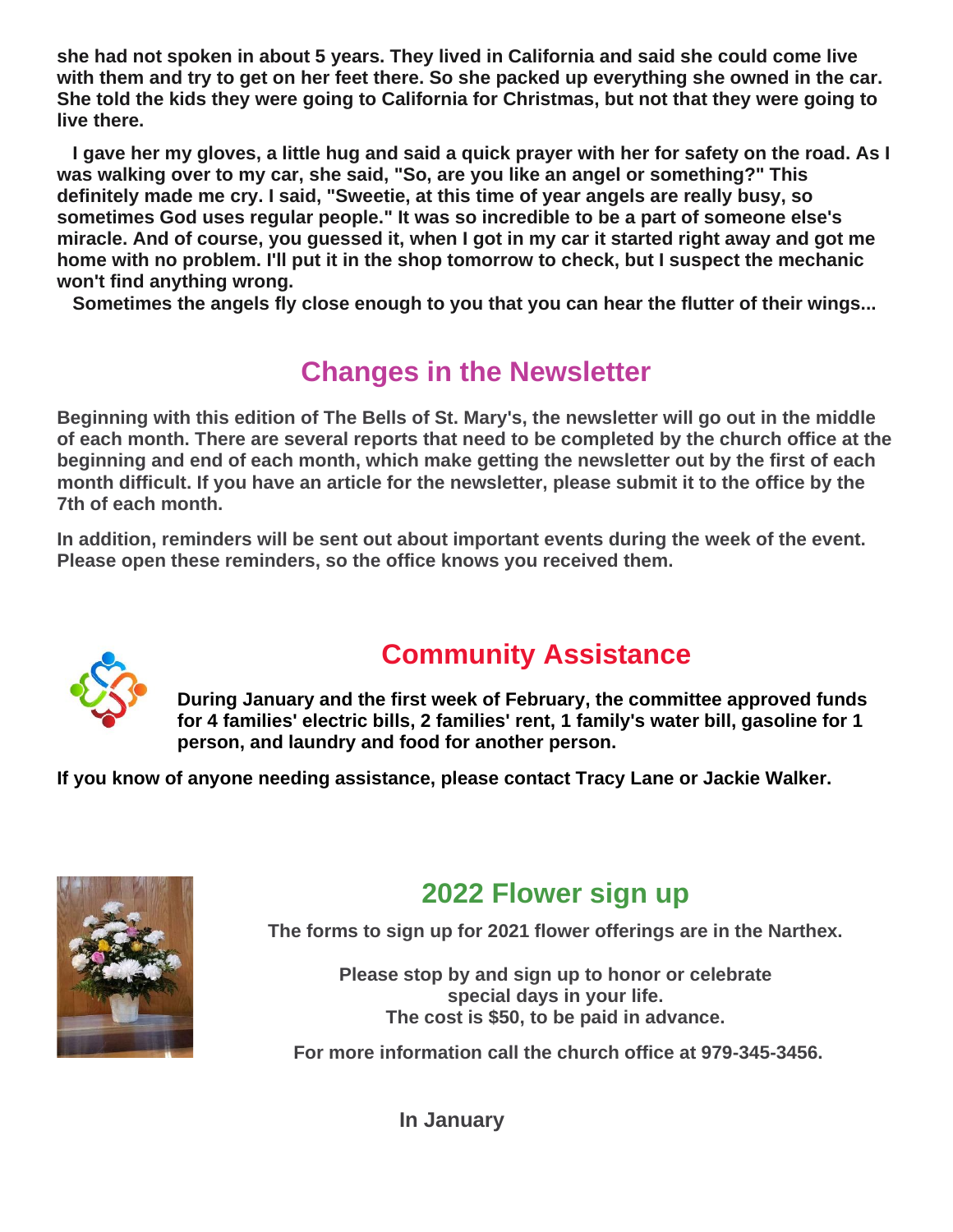**she had not spoken in about 5 years. They lived in California and said she could come live with them and try to get on her feet there. So she packed up everything she owned in the car. She told the kids they were going to California for Christmas, but not that they were going to live there.**

**I gave her my gloves, a little hug and said a quick prayer with her for safety on the road. As I was walking over to my car, she said, "So, are you like an angel or something?" This definitely made me cry. I said, "Sweetie, at this time of year angels are really busy, so sometimes God uses regular people." It was so incredible to be a part of someone else's miracle. And of course, you guessed it, when I got in my car it started right away and got me home with no problem. I'll put it in the shop tomorrow to check, but I suspect the mechanic won't find anything wrong.**

**Sometimes the angels fly close enough to you that you can hear the flutter of their wings...**

## Changes in the Newsletter

**Beginning with this edition of The Bells of St. Mary's, the newsletter will go out in the middle of each month. There are several reports that need to be completed by the church office at the beginning and end of each month, which make getting the newsletter out by the first of each month difficult. If you have an article for the newsletter, please submit it to the office by the 7th of each month.**

**In addition, reminders will be sent out about important events during the week of the event. Please open these reminders, so the office knows you received them.**

## Community Assistance

**During January and the first week of February, the committee approved funds for 4 families' electric bills, 2 families' rent, 1 family's water bill, gasoline for 1 person, and laundry and food for another person.**

**If you know of anyone needing assistance, please contact Tracy Lane or Jackie Walker.**

## 2022 Flower sign up

**The forms to sign up for 2021 flower offerings are in the Narthex.**

**Please stop by and sign up to honor or celebrate special days in your life. The cost is $50, to be paid in advance.**

**For more information call the church office at 979-345-3456.**

**In January**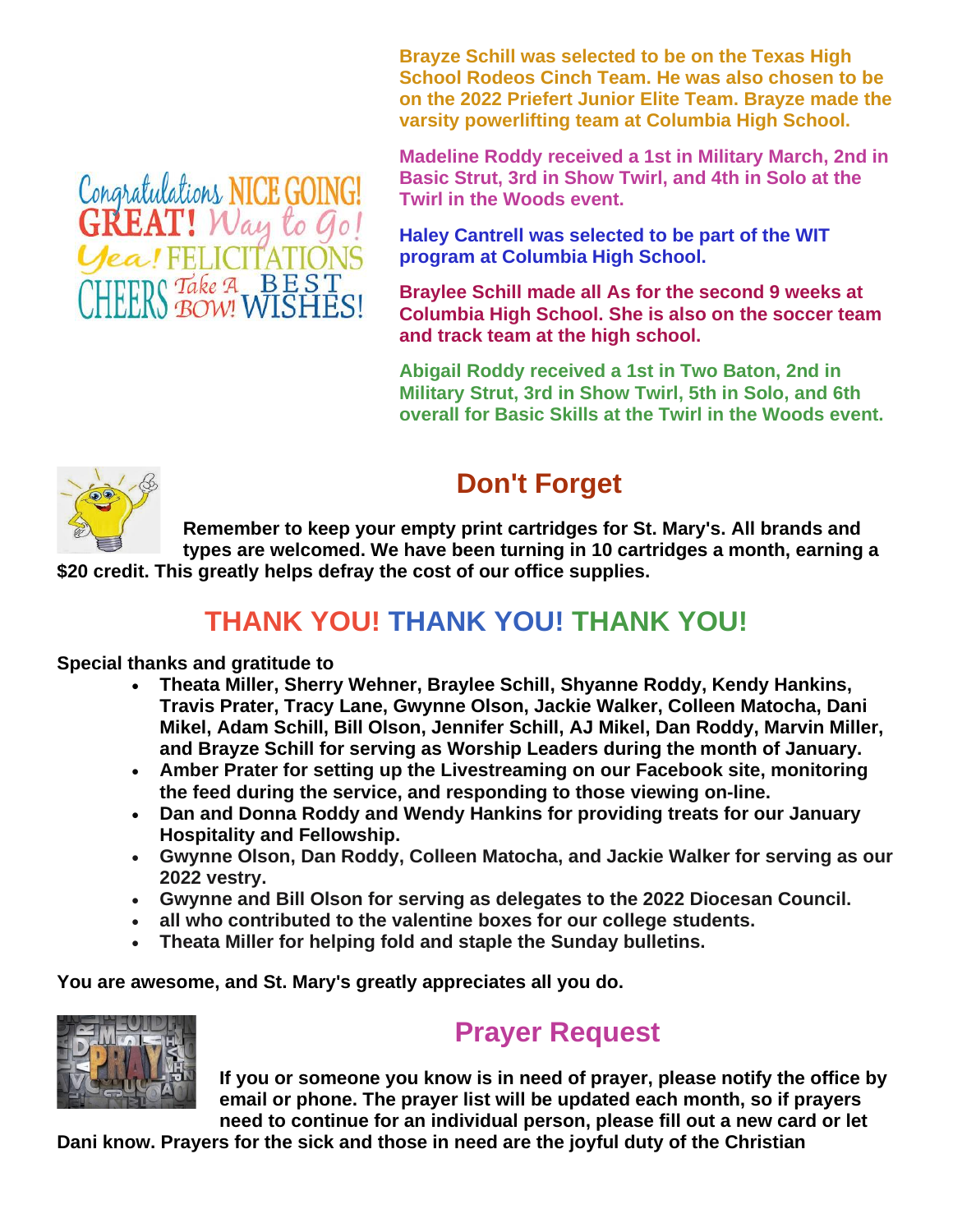Brayze Schill was selected to be on the Texas High School Rodeos Cinch Team. He was also chosen to be on the 2022 Priefert Junior Elite Team. Brayze made the varsity powerlifting team at Columbia High School.

Madeline Roddy received a 1st in Military March, 2nd in Basic Strut, 3rd in Show Twirl, and 4th in Solo at the Twirl in the Woods event.

Haley Cantrell was selected to be part of the WIT program at Columbia High School.

Braylee Schill made all As for the second 9 weeks at Columbia High School. She is also on the soccer team and track team at the high school.

Abigail Roddy received a 1st in Two Baton, 2nd in Military Strut, 3rd in Show Twirl, 5th in Solo, and 6th overall for Basic Skills at the Twirl in the Woods event.

## Don't Forget

**Remember to keep your empty print cartridges for St. Mary's. All brands and types are welcomed. We have been turning in 10 cartridges a month, earning a $20 credit. This greatly helps defray the cost of our office supplies.**

## THANK YOU! THANK YOU! THANK YOU!

**Special thanks and gratitude to**

- **Theata Miller, Sherry Wehner, Braylee Schill, Shyanne Roddy, Kendy Hankins, Travis Prater, Tracy Lane, Gwynne Olson, Jackie Walker, Colleen Matocha, Dani Mikel, Adam Schill, Bill Olson, Jennifer Schill, AJ Mikel, Dan Roddy, Marvin Miller, and Brayze Schill for serving as Worship Leaders during the month of January.**
- **Amber Prater for setting up the Livestreaming on our Facebook site, monitoring the feed during the service, and responding to those viewing on-line.**
- **Dan and Donna Roddy and Wendy Hankins for providing treats for our January Hospitality and Fellowship.**
- **Gwynne Olson, Dan Roddy, Colleen Matocha, and Jackie Walker for serving as our 2022 vestry.**
- **Gwynne and Bill Olson for serving as delegates to the 2022 Diocesan Council.**
- **all who contributed to the valentine boxes for our college students.**
- **Theata Miller for helping fold and staple the Sunday bulletins.**

**You are awesome, and St. Mary's greatly appreciates all you do.**

## Prayer Request

**If you or someone you know is in need of prayer, please notify the office by email or phone. The prayer list will be updated each month, so if prayers need to continue for an individual person, please fill out a new card or let Dani know. Prayers for the sick and those in need are the joyful duty of the Christian**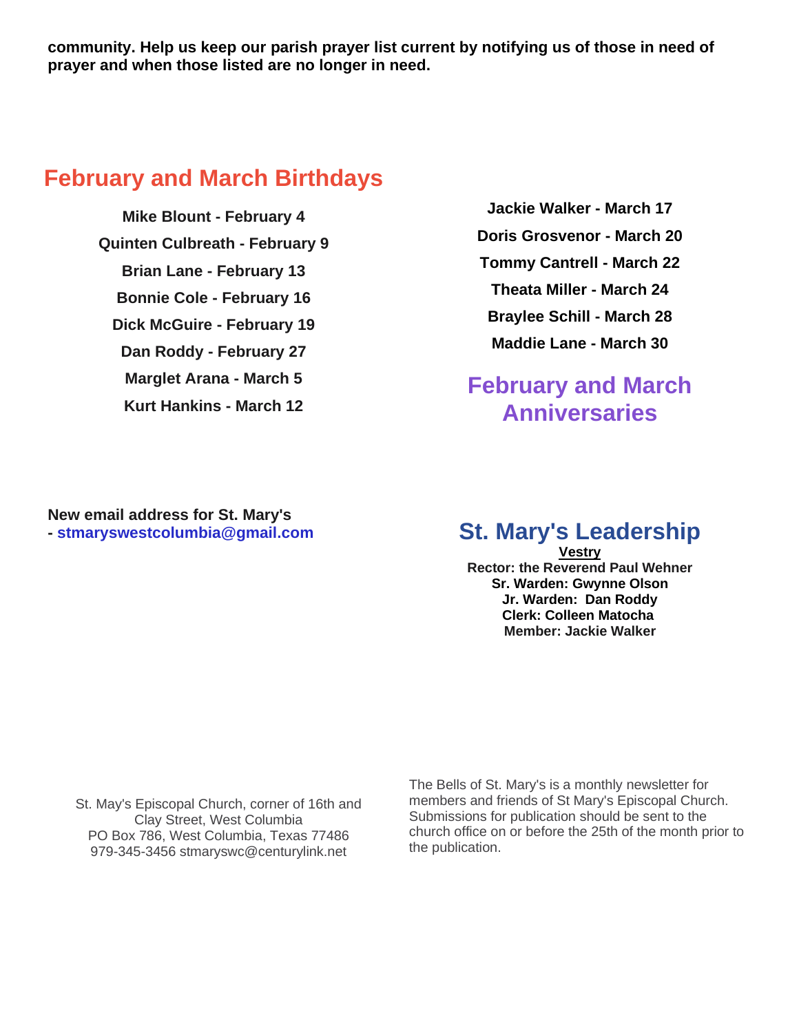**community. Help us keep our parish prayer list current by notifying us of those in need of prayer and when those listed are no longer in need.**

## February and March Birthdays

**Mike Blount - February 4**

**Quinten Culbreath - February 9**

**Brian Lane - February 13**

**Bonnie Cole - February 16**

**Dick McGuire - February 19**

**Dan Roddy - February 27**

**Marglet Arana - March 5**

**Kurt Hankins - March 12**

**Jackie Walker - March 17**

**Doris Grosvenor - March 20**

**Tommy Cantrell - March 22**

**Theata Miller - March 24**

**Braylee Schill - March 28**

**Maddie Lane - March 30**

## February and March Anniversaries

**New email address for St. Mary's - stmaryswestcolumbia@gmail.com**

## St. Mary's Leadership

**Vestry**

**Rector: the Reverend Paul Wehner**
**Sr. Warden: Gwynne Olson**
**Jr. Warden: Dan Roddy**
**Clerk: Colleen Matocha**
**Member: Jackie Walker**

St. May's Episcopal Church, corner of 16th and Clay Street, West Columbia
PO Box 786, West Columbia, Texas 77486
979-345-3456 stmaryswc@centurylink.net

The Bells of St. Mary's is a monthly newsletter for members and friends of St Mary's Episcopal Church. Submissions for publication should be sent to the church office on or before the 25th of the month prior to the publication.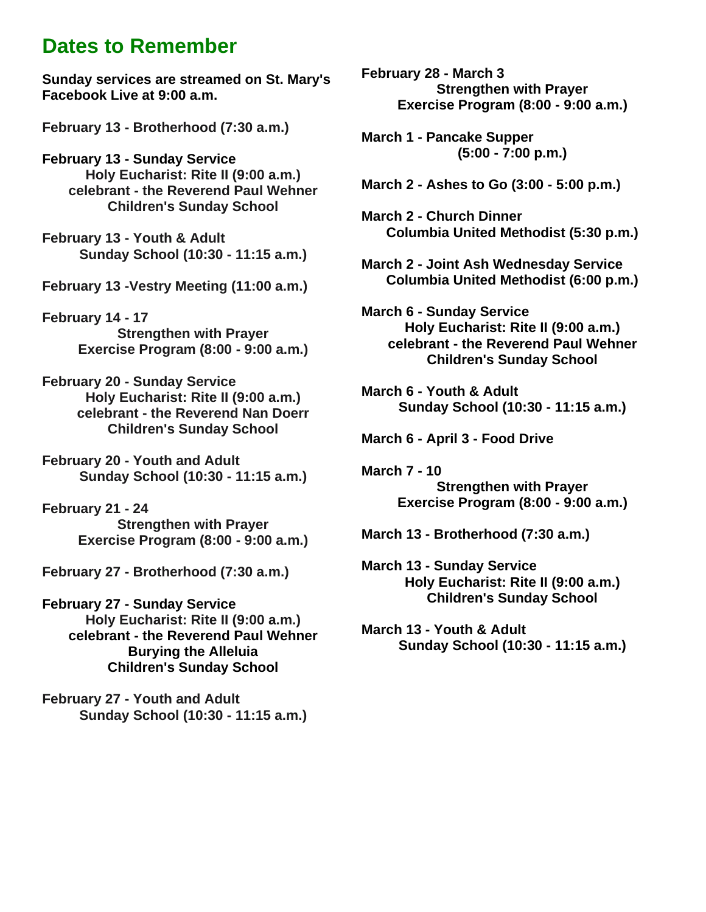## Dates to Remember

**Sunday services are streamed on St. Mary's Facebook Live at 9:00 a.m.**

**February 13 - Brotherhood (7:30 a.m.)**

**February 13 - Sunday Service**
**Holy Eucharist: Rite II (9:00 a.m.)**
**celebrant - the Reverend Paul Wehner**
**Children's Sunday School**

**February 13 - Youth & Adult**
**Sunday School (10:30 - 11:15 a.m.)**

**February 13 -Vestry Meeting (11:00 a.m.)**

**February 14 - 17**
**Strengthen with Prayer**
**Exercise Program (8:00 - 9:00 a.m.)**

**February 20 - Sunday Service**
**Holy Eucharist: Rite II (9:00 a.m.)**
**celebrant - the Reverend Nan Doerr**
**Children's Sunday School**

**February 20 - Youth and Adult**
**Sunday School (10:30 - 11:15 a.m.)**

**February 21 - 24**
**Strengthen with Prayer**
**Exercise Program (8:00 - 9:00 a.m.)**

**February 27 - Brotherhood (7:30 a.m.)**

**February 27 - Sunday Service**
**Holy Eucharist: Rite II (9:00 a.m.)**
**celebrant - the Reverend Paul Wehner**
**Burying the Alleluia**
**Children's Sunday School**

**February 27 - Youth and Adult**
**Sunday School (10:30 - 11:15 a.m.)**

**February 28 - March 3**
**Strengthen with Prayer**
**Exercise Program (8:00 - 9:00 a.m.)**

**March 1 - Pancake Supper**
**(5:00 - 7:00 p.m.)**

**March 2 - Ashes to Go (3:00 - 5:00 p.m.)**

**March 2 - Church Dinner**
**Columbia United Methodist (5:30 p.m.)**

**March 2 - Joint Ash Wednesday Service**
**Columbia United Methodist (6:00 p.m.)**

**March 6 - Sunday Service**
**Holy Eucharist: Rite II (9:00 a.m.)**
**celebrant - the Reverend Paul Wehner**
**Children's Sunday School**

**March 6 - Youth & Adult**
**Sunday School (10:30 - 11:15 a.m.)**

**March 6 - April 3 - Food Drive**

**March 7 - 10**
**Strengthen with Prayer**
**Exercise Program (8:00 - 9:00 a.m.)**

**March 13 - Brotherhood (7:30 a.m.)**

**March 13 - Sunday Service**
**Holy Eucharist: Rite II (9:00 a.m.)**
**Children's Sunday School**

**March 13 - Youth & Adult**
**Sunday School (10:30 - 11:15 a.m.)**